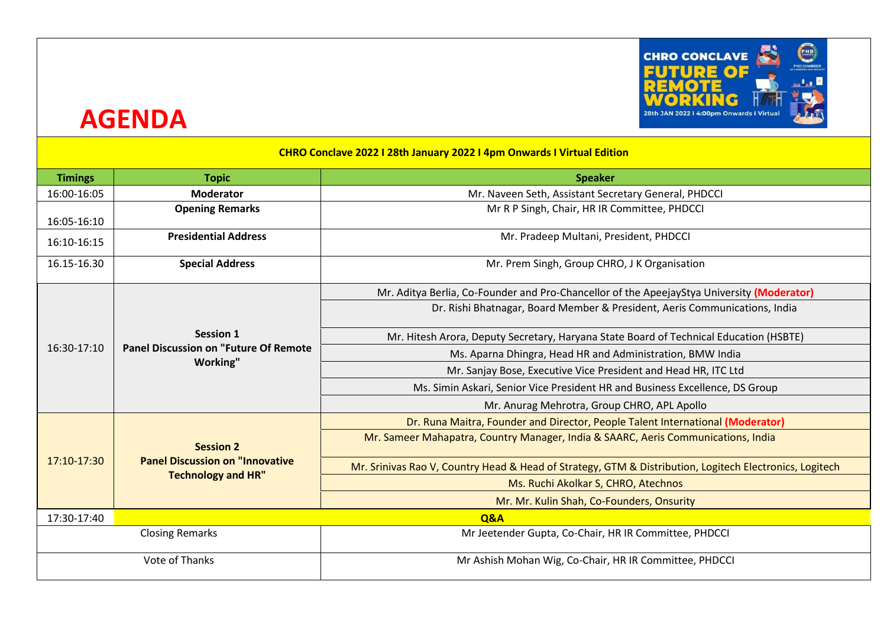# AGENDA

| CHRO Conclave 2022 I 28th January 2022 I 4pm Onwards I Virtual Edition | | |
|---|---|---|
| **Timings** | **Topic** | **Speaker** |
| 16:00-16:05 | **Moderator** | Mr. Naveen Seth, Assistant Secretary General, PHDCCI |
| 16:05-16:10 | **Opening Remarks** | Mr R P Singh, Chair, HR IR Committee, PHDCCI |
| 16:10-16:15 | **Presidential Address** | Mr. Pradeep Multani, President, PHDCCI |
| 16.15-16.30 | **Special Address** | Mr. Prem Singh, Group CHRO, J K Organisation |
| 16:30-17:10 | **Session 1 Panel Discussion on "Future Of Remote Working"** | Mr. Aditya Berlia, Co-Founder and Pro-Chancellor of the ApeejayStya University **(Moderator)** |
| | | Dr. Rishi Bhatnagar, Board Member & President, Aeris Communications, India |
| | | Mr. Hitesh Arora, Deputy Secretary, Haryana State Board of Technical Education (HSBTE) |
| | | Ms. Aparna Dhingra, Head HR and Administration, BMW India |
| | | Mr. Sanjay Bose, Executive Vice President and Head HR, ITC Ltd |
| | | Ms. Simin Askari, Senior Vice President HR and Business Excellence, DS Group |
| | | Mr. Anurag Mehrotra, Group CHRO, APL Apollo |
| 17:10-17:30 | **Session 2 Panel Discussion on "Innovative Technology and HR"** | Dr. Runa Maitra, Founder and Director, People Talent International **(Moderator)** |
| | | Mr. Sameer Mahapatra, Country Manager, India & SAARC, Aeris Communications, India |
| | | Mr. Srinivas Rao V, Country Head & Head of Strategy, GTM & Distribution, Logitech Electronics, Logitech |
| | | Ms. Ruchi Akolkar S, CHRO, Atechnos |
| | | Mr. Mr. Kulin Shah, Co-Founders, Onsurity |
| 17:30-17:40 | **Q&A** | |
| Closing Remarks | | Mr Jeetender Gupta, Co-Chair, HR IR Committee, PHDCCI |
| Vote of Thanks | | Mr Ashish Mohan Wig, Co-Chair, HR IR Committee, PHDCCI |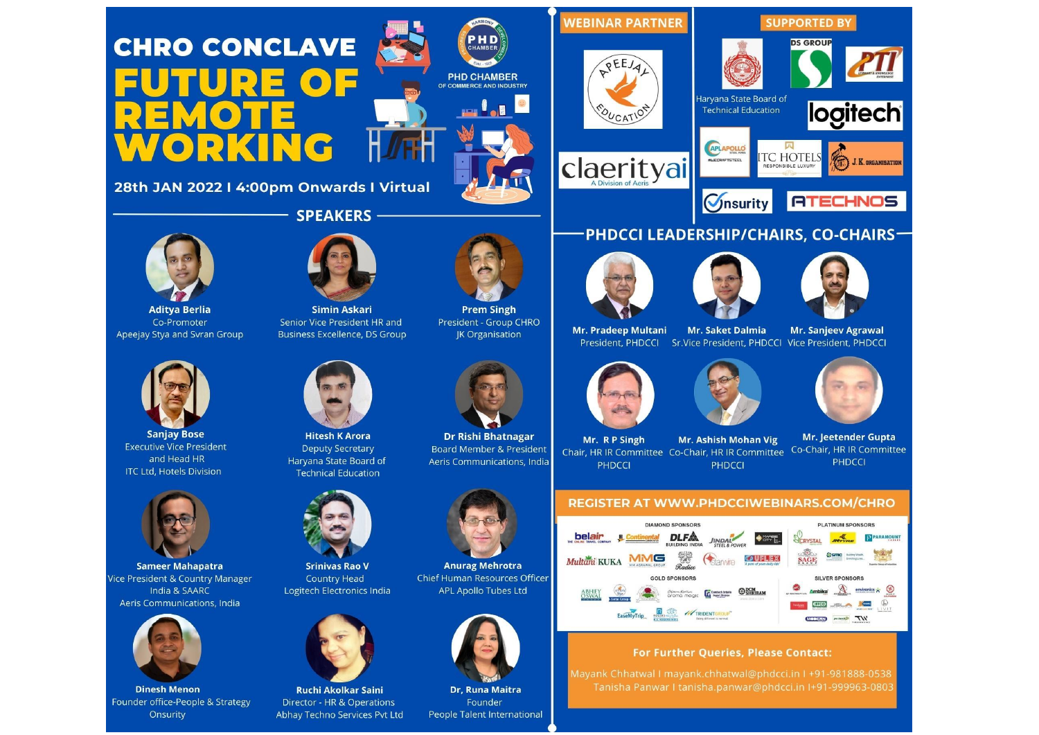# CHRO CONCLAVE

# FUTURE OF REMOTE WORKING

PHD CHAMBER OF COMMERCE AND INDUSTRY

28th JAN 2022 I 4:00pm Onwards I Virtual

## SPEAKERS

**Aditya Berlia**
Co-Promoter
Apeejay Stya and Svran Group

**Simin Askari**
Senior Vice President HR and Business Excellence, DS Group

**Prem Singh**
President - Group CHRO
JK Organisation

**Sanjay Bose**
Executive Vice President and Head HR
ITC Ltd, Hotels Division

**Hitesh K Arora**
Deputy Secretary
Haryana State Board of Technical Education

**Dr Rishi Bhatnagar**
Board Member & President
Aeris Communications, India

**Sameer Mahapatra**
Vice President & Country Manager India & SAARC
Aeris Communications, India

**Srinivas Rao V**
Country Head
Logitech Electronics India

**Anurag Mehrotra**
Chief Human Resources Officer
APL Apollo Tubes Ltd

**Dinesh Menon**
Founder office-People & Strategy
Onsurity

**Ruchi Akolkar Saini**
Director - HR & Operations
Abhay Techno Services Pvt Ltd

**Dr, Runa Maitra**
Founder
People Talent International

## WEBINAR PARTNER

Apeejay Education

claerityai – A Division of Aeris

## SUPPORTED BY

Haryana State Board of Technical Education

DS GROUP

PTI

logitech

APL APOLLO

ITC HOTELS – Responsible Luxury

J.K. ORGANISATION

Onsurity

ATECHNOS

## PHDCCI LEADERSHIP/CHAIRS, CO-CHAIRS

**Mr. Pradeep Multani**
President, PHDCCI

**Mr. Saket Dalmia**
Sr.Vice President, PHDCCI

**Mr. Sanjeev Agrawal**
Vice President, PHDCCI

**Mr. R P Singh**
Chair, HR IR Committee
PHDCCI

**Mr. Ashish Mohan Vig**
Co-Chair, HR IR Committee
PHDCCI

**Mr. Jeetender Gupta**
Co-Chair, HR IR Committee
PHDCCI

## REGISTER AT WWW.PHDCCIWEBINARS.COM/CHRO

DIAMOND SPONSORS

PLATINUM SPONSORS

GOLD SPONSORS

SILVER SPONSORS

### For Further Queries, Please Contact:

Mayank Chhatwal I mayank.chhatwal@phdcci.in I +91-981888-0538
Tanisha Panwar I tanisha.panwar@phdcci.in I+91-999963-0803